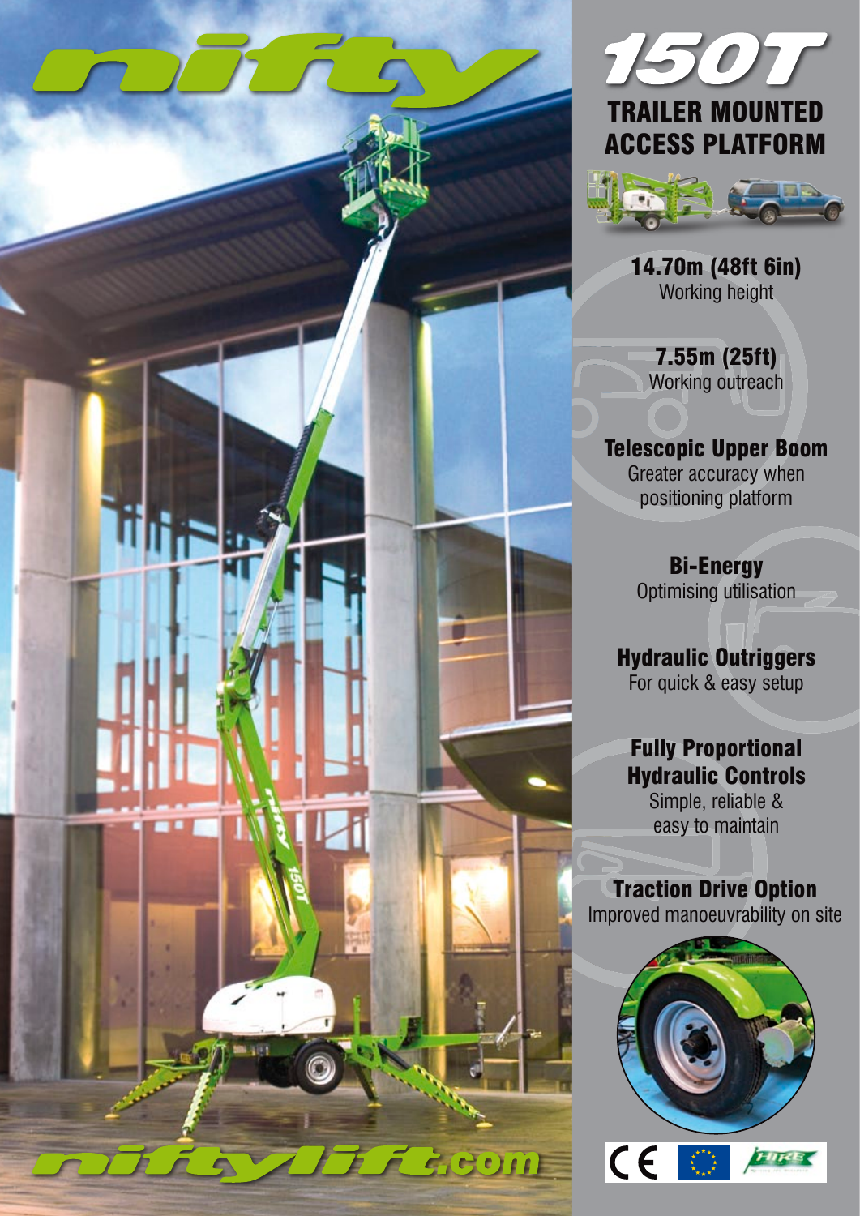# nifty

# 150T

## TRAILER MOUNTED ACCESS PLATFORM

**14.70m (48ft 6in)**
Working height

**7.55m (25ft)**
Working outreach

**Telescopic Upper Boom**
Greater accuracy when positioning platform

**Bi-Energy**
Optimising utilisation

**Hydraulic Outriggers**
For quick & easy setup

**Fully Proportional Hydraulic Controls**
Simple, reliable & easy to maintain

**Traction Drive Option**
Improved manoeuvrability on site

niftylift.com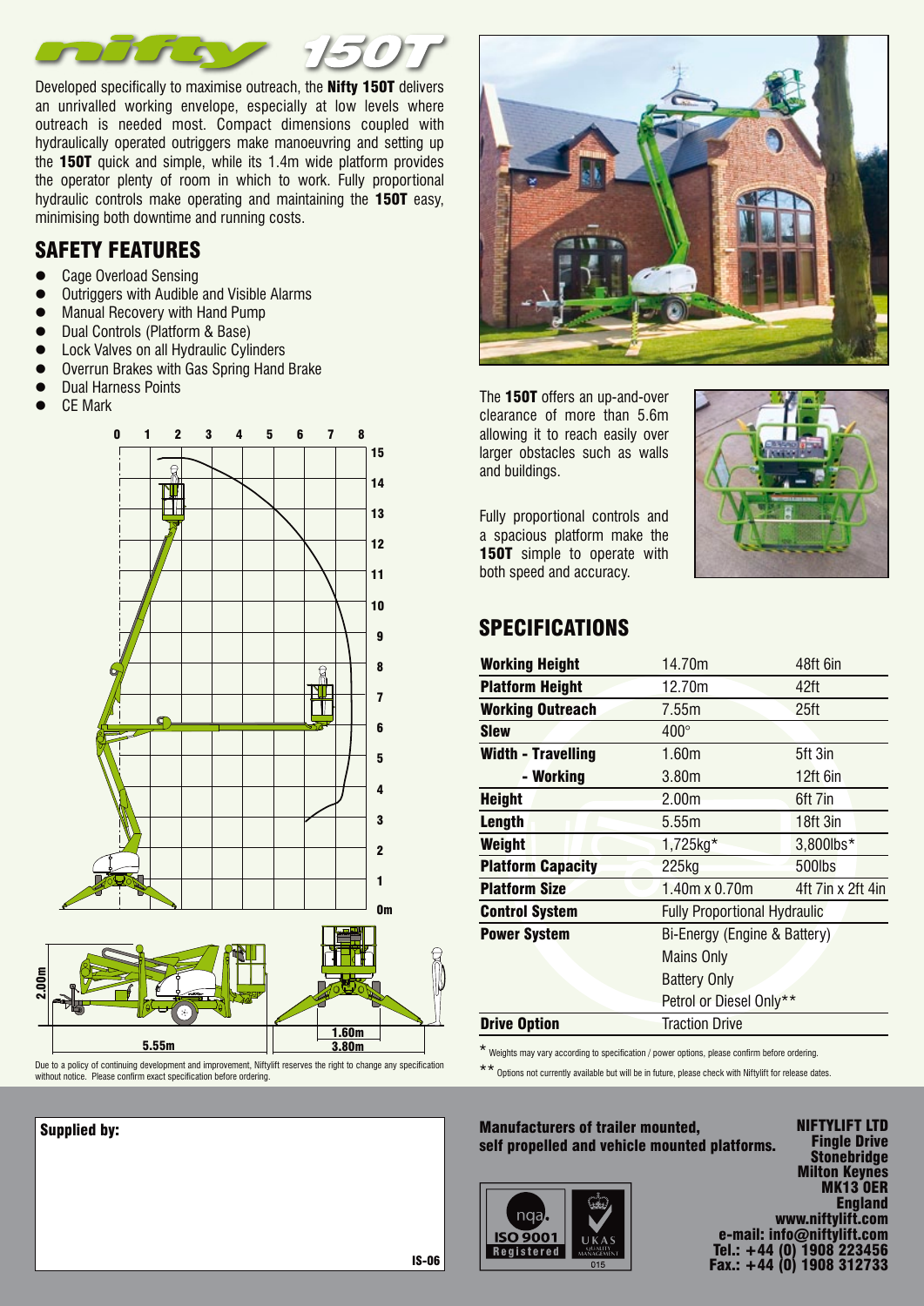# nifty 150T

Developed specifically to maximise outreach, the **Nifty 150T** delivers an unrivalled working envelope, especially at low levels where outreach is needed most. Compact dimensions coupled with hydraulically operated outriggers make manoeuvring and setting up the **150T** quick and simple, while its 1.4m wide platform provides the operator plenty of room in which to work. Fully proportional hydraulic controls make operating and maintaining the **150T** easy, minimising both downtime and running costs.

## SAFETY FEATURES

- Cage Overload Sensing
- Outriggers with Audible and Visible Alarms
- Manual Recovery with Hand Pump
- Dual Controls (Platform & Base)
- Lock Valves on all Hydraulic Cylinders
- Overrun Brakes with Gas Spring Hand Brake
- Dual Harness Points
- CE Mark

0 1 2 3 4 5 6 7 8

15 14 13 12 11 10 9 8 7 6 5 4 3 2 1 0m

2.00m

5.55m

1.60m
3.80m

Due to a policy of continuing development and improvement, Niftylift reserves the right to change any specification without notice. Please confirm exact specification before ordering.

The **150T** offers an up-and-over clearance of more than 5.6m allowing it to reach easily over larger obstacles such as walls and buildings.

Fully proportional controls and a spacious platform make the **150T** simple to operate with both speed and accuracy.

## SPECIFICATIONS

| | | |
|---|---|---|
| **Working Height** | 14.70m | 48ft 6in |
| **Platform Height** | 12.70m | 42ft |
| **Working Outreach** | 7.55m | 25ft |
| **Slew** | 400° | |
| **Width - Travelling** | 1.60m | 5ft 3in |
| **- Working** | 3.80m | 12ft 6in |
| **Height** | 2.00m | 6ft 7in |
| **Length** | 5.55m | 18ft 3in |
| **Weight** | 1,725kg* | 3,800lbs* |
| **Platform Capacity** | 225kg | 500lbs |
| **Platform Size** | 1.40m x 0.70m | 4ft 7in x 2ft 4in |
| **Control System** | Fully Proportional Hydraulic | |
| **Power System** | Bi-Energy (Engine & Battery) | |
| | Mains Only | |
| | Battery Only | |
| | Petrol or Diesel Only** | |
| **Drive Option** | Traction Drive | |

* Weights may vary according to specification / power options, please confirm before ordering.

** Options not currently available but will be in future, please check with Niftylift for release dates.

**Supplied by:**

IS-06

**Manufacturers of trailer mounted, self propelled and vehicle mounted platforms.**

nqa. ISO 9001 Registered

UKAS QUALITY MANAGEMENT 015

**NIFTYLIFT LTD**
**Fingle Drive**
**Stonebridge**
**Milton Keynes**
**MK13 0ER**
**England**
**www.niftylift.com**
**e-mail: info@niftylift.com**
**Tel.: +44 (0) 1908 223456**
**Fax.: +44 (0) 1908 312733**